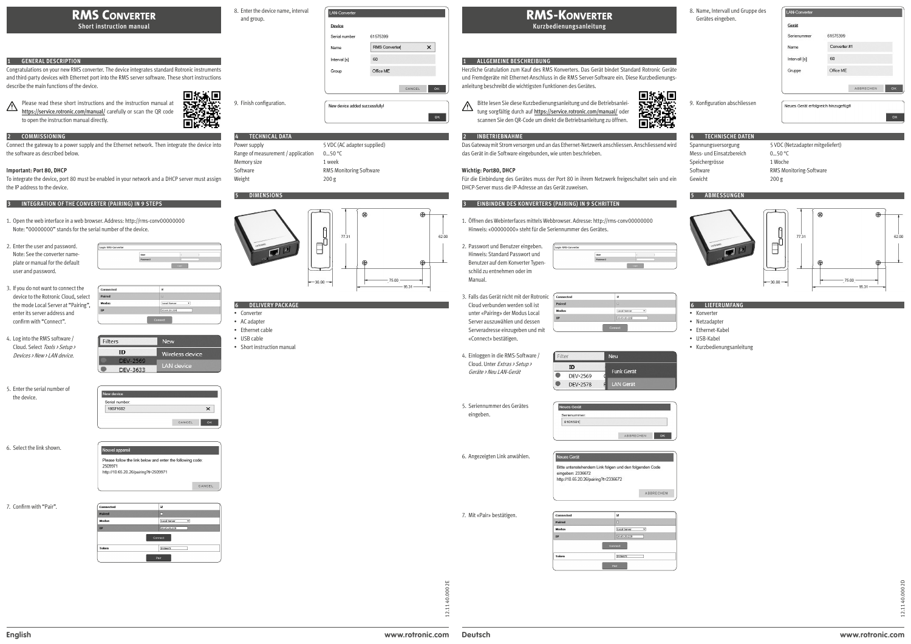# RMS Converter

## Short instruction manual

## 1 GENERAL DESCRIPTION

Congratulations on your new RMS converter. The device integrates standard Rotronic instruments and third-party devices with Ethernet port into the RMS server software. These short instructions describe the main functions of the device.

⚠ Please read these short instructions and the instruction manual at https://service.rotronic.com/manual/ carefully or scan the QR code to open the instruction manual directly.

## 2 COMMISSIONING

Connect the gateway to a power supply and the Ethernet network. Then integrate the device into the software as described below.

**Important: Port 80, DHCP**

To integrate the device, port 80 must be enabled in your network and a DHCP server must assign the IP address to the device.

## 3 INTEGRATION OF THE CONVERTER (PAIRING) IN 9 STEPS

1. Open the web interface in a web browser. Address: http://rms-conv00000000
   Note: "00000000" stands for the serial number of the device.
2. Enter the user and password. Note: See the converter name-plate or manual for the default user and password.
3. If you do not want to connect the device to the Rotronic Cloud, select the mode Local Server at "Pairing", enter its server address and confirm with "Connect".
4. Log into the RMS software / Cloud. Select *Tools › Setup › Devices › New › LAN device.*
5. Enter the serial number of the device.
6. Select the link shown.
7. Confirm with "Pair".
8. Enter the device name, interval and group.
9. Finish configuration.

## 4 TECHNICAL DATA

| | |
|---|---|
| Power supply | 5 VDC (AC adapter supplied) |
| Range of measurement / application | 0...50 °C |
| Memory size | 1 week |
| Software | RMS Monitoring Software |
| Weight | 200 g |

## 5 DIMENSIONS

77.31
62.00
30.00
75.00
95.31

## 6 DELIVERY PACKAGE

- Converter
- AC adapter
- Ethernet cable
- USB cable
- Short instruction manual

12.11.40.000 2E

English www.rotronic.com

# RMS-Konverter

## Kurzbedienungsanleitung

## 1 ALLGEMEINE BESCHREIBUNG

Herzliche Gratulation zum Kauf des RMS Konverters. Das Gerät bindet Standard Rotronic Geräte und Fremdgeräte mit Ethernet-Anschluss in die RMS Server-Software ein. Diese Kurzbedienungs-anleitung beschreibt die wichtigsten Funktionen des Gerätes.

⚠ Bitte lesen Sie diese Kurzbedienungsanleitung und die Betriebsanlei-tung sorgfältig durch auf https://service.rotronic.com/manual/ oder scannen Sie den QR-Code um direkt die Betriebsanleitung zu öffnen.

## 2 INBETRIEBNAHME

Das Gateway mit Strom versorgen und an das Ethernet-Netzwerk anschliessen. Anschliessend wird das Gerät in die Software eingebunden, wie unten beschrieben.

**Wichtig: Port80, DHCP**

Für die Einbindung des Gerätes muss der Port 80 in ihrem Netzwerk freigeschaltet sein und ein DHCP-Server muss die IP-Adresse an das Gerät zuweisen.

## 3 EINBINDEN DES KONVERTERS (PAIRING) IN 9 SCHRITTEN

1. Öffnen des Webinterfaces mittels Webbrowser. Adresse: http://rms-conv00000000
   Hinweis: «00000000» steht für die Seriennummer des Gerätes.
2. Passwort und Benutzer eingeben. Hinweis: Standard Passwort und Benutzer auf dem Konverter Typen-schild zu entnehmen oder im Manual.
3. Falls das Gerät nicht mit der Rotronic Cloud verbunden werden soll ist unter «Pairing» der Modus Local Server auszuwählen und dessen Serveradresse einzugeben und mit «Connect» bestätigen.
4. Einloggen in die RMS-Software / Cloud. Unter *Extras › Setup › Geräte › Neu LAN-Gerät*
5. Seriennummer des Gerätes eingeben.
6. Angezeigten Link anwählen.
7. Mit «Pair» bestätigen.
8. Name, Intervall und Gruppe des Gerätes eingeben.
9. Konfiguration abschliessen

## 4 TECHNISCHE DATEN

| | |
|---|---|
| Spannungsversorgung | 5 VDC (Netzadapter mitgeliefert) |
| Mess- und Einsatzbereich | 0...50 °C |
| Speichergrösse | 1 Woche |
| Software | RMS Monitoring-Software |
| Gewicht | 200 g |

## 5 ABMESSUNGEN

77.31
62.00
30.00
75.00
95.31

## 6 LIEFERUMFANG

- Konverter
- Netzadapter
- Ethernet-Kabel
- USB-Kabel
- Kurzbedienungsanleitung

12.11.40.000 2D

Deutsch www.rotronic.com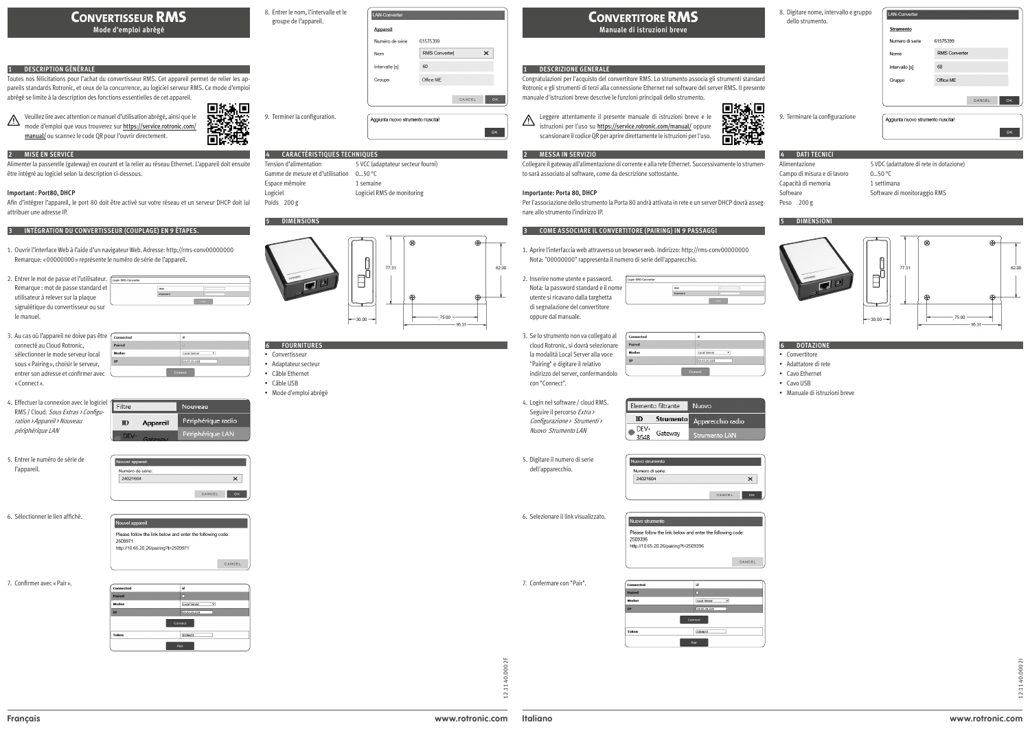# Convertisseur RMS

## Mode d'emploi abrégé

## 1 DESCRIPTION GÉNÉRALE

Toutes nos félicitations pour l'achat du convertisseur RMS. Cet appareil permet de relier les appareils standards Rotronic, et ceux de la concurrence, au logiciel serveur RMS. Ce mode d'emploi abrégé se limite à la description des fonctions essentielles de cet appareil.

Veuillez lire avec attention ce manuel d'utilisation abrégé, ainsi que le mode d'emploi que vous trouverez sur https://service.rotronic.com/manual/ ou scannez le code QR pour l'ouvrir directement.

## 2 MISE EN SERVICE

Alimenter la passerelle (gateway) en courant et la relier au réseau Ethernet. L'appareil doit ensuite être intégré au logiciel selon la description ci-dessous.

**Important : Port80, DHCP**

Afin d'intégrer l'appareil, le port 80 doit être activé sur votre réseau et un serveur DHCP doit lui attribuer une adresse IP.

## 3 INTÉGRATION DU CONVERTISSEUR (COUPLAGE) EN 9 ÉTAPES.

1. Ouvrir l'interface Web à l'aide d'un navigateur Web. Adresse: http://rms-conv00000000
   Remarque: « 00000000 » représente le numéro de série de l'appareil.
2. Entrer le mot de passe et l'utilisateur. Remarque : mot de passe standard et utilisateur à relever sur la plaque signalétique du convertisseur ou sur le manuel.
3. Au cas où l'appareil ne doive pas être connecté au Cloud Rotronic, sélectionner le mode serveur local sous « Pairing », choisir le serveur, entrer son adresse et confirmer avec « Connect ».
4. Effectuer la connexion avec le logiciel RMS / Cloud. *Sous Extras › Configuration › Appareil › Nouveau périphérique LAN*
5. Entrer le numéro de série de l'appareil.
6. Sélectionner le lien affiché.
7. Confirmer avec « Pair ».
8. Entrer le nom, l'intervalle et le groupe de l'appareil.
9. Terminer la configuration.

## 4 CARACTÉRISTIQUES TECHNIQUES

| | |
|---|---|
| Tension d'alimentation | 5 VCC (adaptateur secteur fourni) |
| Gamme de mesure et d'utilisation | 0...50 °C |
| Espace mémoire | 1 semaine |
| Logiciel | Logiciel RMS de monitoring |
| Poids | 200 g |

## 5 DIMENSIONS

77.31
62.00
30.00
75.00
95.31

## 6 FOURNITURES

- Convertisseur
- Adaptateur secteur
- Câble Ethernet
- Câble USB
- Mode d'emploi abrégé

12.11.40.000 2F

Français www.rotronic.com

# Convertitore RMS

## Manuale di istruzioni breve

## 1 DESCRIZIONE GENERALE

Congratulazioni per l'acquisto del convertitore RMS. Lo strumento associa gli strumenti standard Rotronic e gli strumenti di terzi alla connessione Ethernet nel software del server RMS. Il presente manuale d'istruzioni breve descrive le funzioni principali dello strumento.

Leggere attentamente il presente manuale di istruzioni breve e le istruzioni per l'uso su https://service.rotronic.com/manual/ oppure scansionare il codice QR per aprire direttamente le istruzioni per l'uso.

## 2 MESSA IN SERVIZIO

Collegare il gateway all'alimentazione di corrente e alla rete Ethernet. Successivamente lo strumento sarà associato al software, come da descrizione sottostante.

**Importante: Porta 80, DHCP**

Per l'associazione dello strumento la Porta 80 andrà attivata in rete e un server DHCP dovrà assegnare allo strumento l'indirizzo IP.

## 3 COME ASSOCIARE IL CONVERTITORE (PAIRING) IN 9 PASSAGGI

1. Aprire l'interfaccia web attraverso un browser web. Indirizzo: http://rms-conv00000000
   Nota: "00000000" rappresenta il numero di serie dell'apparecchio.
2. Inserire nome utente e password. Nota: la password standard e il nome utente si ricavano dalla targhetta di segnalazione del convertitore oppure dal manuale.
3. Se lo strumento non va collegato al cloud Rotronic, si dovrà selezionare la modalità Local Server alla voce "Pairing" e digitare il relativo indirizzo del server, confermandolo con "Connect".
4. Login nel software / cloud RMS. Seguire il percorso *Extra › Configurazione › Strumenti › Nuovo Strumento LAN*
5. Digitare il numero di serie dell'apparecchio.
6. Selezionare il link visualizzato.
7. Confermare con "Pair".
8. Digitare nome, intervallo e gruppo dello strumento.
9. Terminare la configurazione

## 4 DATI TECNICI

| | |
|---|---|
| Alimentazione | 5 VDC (adattatore di rete in dotazione) |
| Campo di misura e di lavoro | 0...50 °C |
| Capacità di memoria | 1 settimana |
| Software | Software di monitoraggio RMS |
| Peso | 200 g |

## 5 DIMENSIONI

77.31
62.00
30.00
75.00
95.31

## 6 DOTAZIONE

- Convertitore
- Adattatore di rete
- Cavo Ethernet
- Cavo USB
- Manuale di istruzioni breve

12.11.40.000 2I

Italiano www.rotronic.com